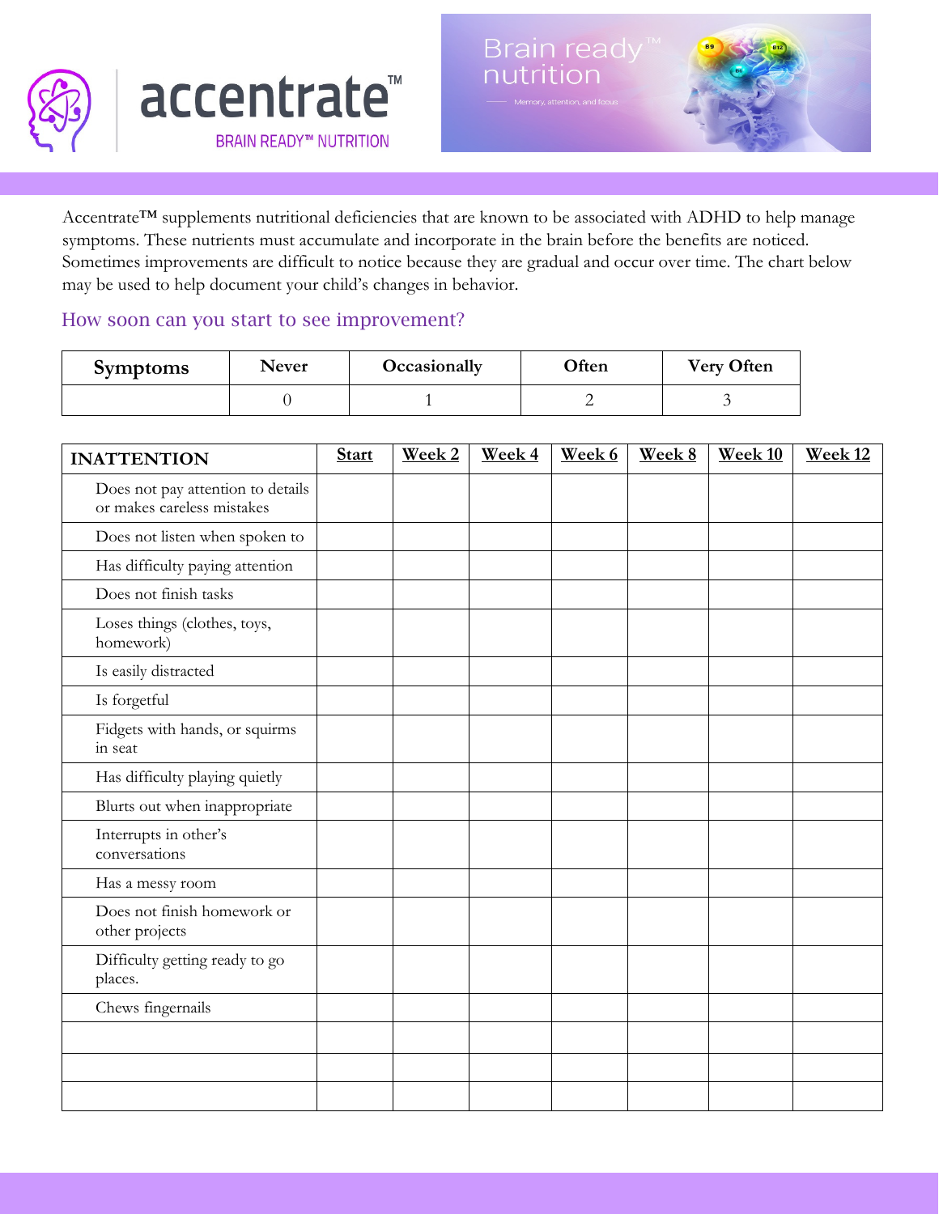# accentrate™

BRAIN READY™ NUTRITION

Brain ready™ nutrition

Memory, attention, and focus

Accentrate™ supplements nutritional deficiencies that are known to be associated with ADHD to help manage symptoms. These nutrients must accumulate and incorporate in the brain before the benefits are noticed. Sometimes improvements are difficult to notice because they are gradual and occur over time. The chart below may be used to help document your child's changes in behavior.

## How soon can you start to see improvement?

| Symptoms | Never | Occasionally | Often | Very Often |
|---|---|---|---|---|
| | 0 | 1 | 2 | 3 |

| INATTENTION | Start | Week 2 | Week 4 | Week 6 | Week 8 | Week 10 | Week 12 |
|---|---|---|---|---|---|---|---|
| Does not pay attention to details or makes careless mistakes | | | | | | | |
| Does not listen when spoken to | | | | | | | |
| Has difficulty paying attention | | | | | | | |
| Does not finish tasks | | | | | | | |
| Loses things (clothes, toys, homework) | | | | | | | |
| Is easily distracted | | | | | | | |
| Is forgetful | | | | | | | |
| Fidgets with hands, or squirms in seat | | | | | | | |
| Has difficulty playing quietly | | | | | | | |
| Blurts out when inappropriate | | | | | | | |
| Interrupts in other's conversations | | | | | | | |
| Has a messy room | | | | | | | |
| Does not finish homework or other projects | | | | | | | |
| Difficulty getting ready to go places. | | | | | | | |
| Chews fingernails | | | | | | | |
| | | | | | | | |
| | | | | | | | |
| | | | | | | | |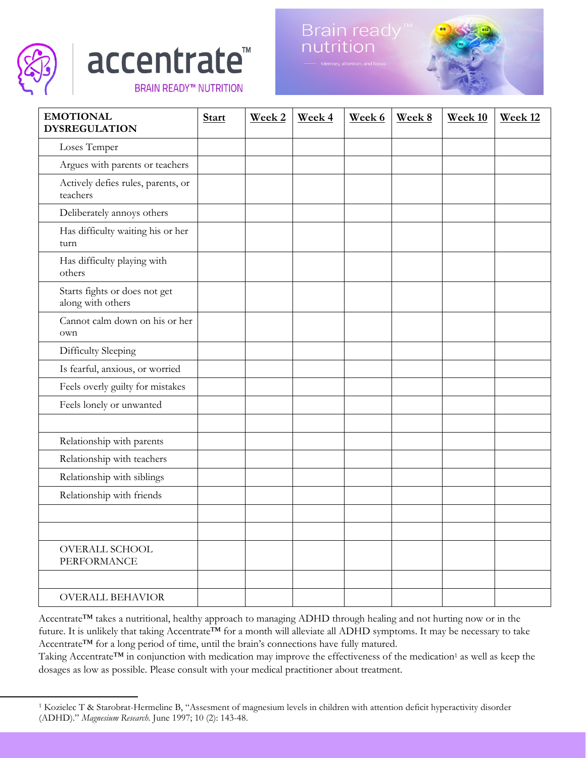accentrate™

BRAIN READY™ NUTRITION

Brain ready™ nutrition

Memory, attention, and focus

| EMOTIONAL DYSREGULATION | Start | Week 2 | Week 4 | Week 6 | Week 8 | Week 10 | Week 12 |
|---|---|---|---|---|---|---|---|
| Loses Temper | | | | | | | |
| Argues with parents or teachers | | | | | | | |
| Actively defies rules, parents, or teachers | | | | | | | |
| Deliberately annoys others | | | | | | | |
| Has difficulty waiting his or her turn | | | | | | | |
| Has difficulty playing with others | | | | | | | |
| Starts fights or does not get along with others | | | | | | | |
| Cannot calm down on his or her own | | | | | | | |
| Difficulty Sleeping | | | | | | | |
| Is fearful, anxious, or worried | | | | | | | |
| Feels overly guilty for mistakes | | | | | | | |
| Feels lonely or unwanted | | | | | | | |
| | | | | | | | |
| Relationship with parents | | | | | | | |
| Relationship with teachers | | | | | | | |
| Relationship with siblings | | | | | | | |
| Relationship with friends | | | | | | | |
| | | | | | | | |
| | | | | | | | |
| OVERALL SCHOOL PERFORMANCE | | | | | | | |
| | | | | | | | |
| OVERALL BEHAVIOR | | | | | | | |

Accentrate™ takes a nutritional, healthy approach to managing ADHD through healing and not hurting now or in the future. It is unlikely that taking Accentrate™ for a month will alleviate all ADHD symptoms. It may be necessary to take Accentrate™ for a long period of time, until the brain's connections have fully matured.

Taking Accentrate™ in conjunction with medication may improve the effectiveness of the medication[1] as well as keep the dosages as low as possible. Please consult with your medical practitioner about treatment.

[1] Kozielec T & Starobrat-Hermeline B, "Assesment of magnesium levels in children with attention deficit hyperactivity disorder (ADHD)." *Magnesium Research.* June 1997; 10 (2): 143-48.